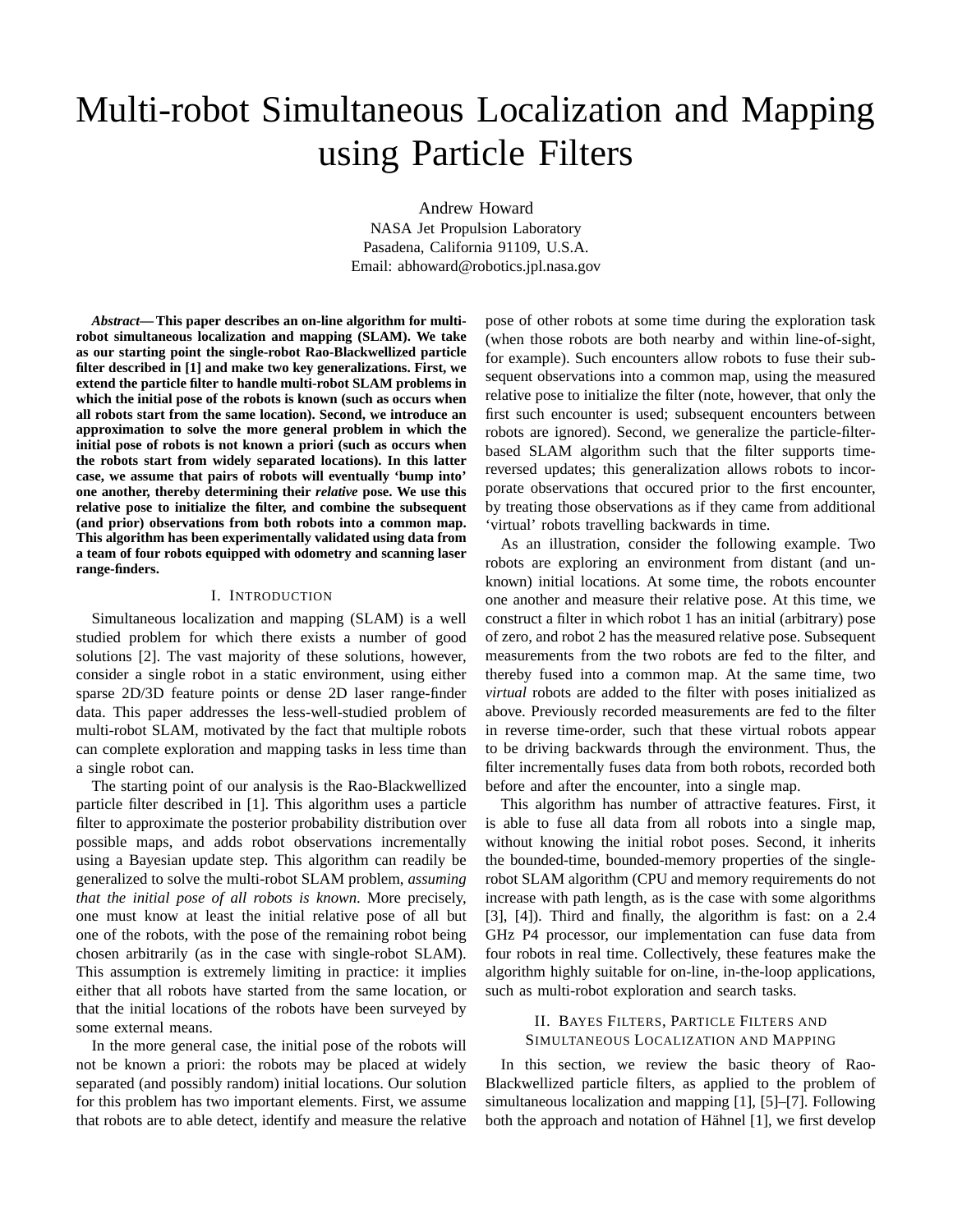# Multi-robot Simultaneous Localization and Mapping using Particle Filters

Andrew Howard
NASA Jet Propulsion Laboratory
Pasadena, California 91109, U.S.A.
Email: abhoward@robotics.jpl.nasa.gov

***Abstract*— This paper describes an on-line algorithm for multi-robot simultaneous localization and mapping (SLAM). We take as our starting point the single-robot Rao-Blackwellized particle filter described in [1] and make two key generalizations. First, we extend the particle filter to handle multi-robot SLAM problems in which the initial pose of the robots is known (such as occurs when all robots start from the same location). Second, we introduce an approximation to solve the more general problem in which the initial pose of robots is not known a priori (such as occurs when the robots start from widely separated locations). In this latter case, we assume that pairs of robots will eventually 'bump into' one another, thereby determining their *relative* pose. We use this relative pose to initialize the filter, and combine the subsequent (and prior) observations from both robots into a common map. This algorithm has been experimentally validated using data from a team of four robots equipped with odometry and scanning laser range-finders.**

## I. Introduction

Simultaneous localization and mapping (SLAM) is a well studied problem for which there exists a number of good solutions [2]. The vast majority of these solutions, however, consider a single robot in a static environment, using either sparse 2D/3D feature points or dense 2D laser range-finder data. This paper addresses the less-well-studied problem of multi-robot SLAM, motivated by the fact that multiple robots can complete exploration and mapping tasks in less time than a single robot can.

The starting point of our analysis is the Rao-Blackwellized particle filter described in [1]. This algorithm uses a particle filter to approximate the posterior probability distribution over possible maps, and adds robot observations incrementally using a Bayesian update step. This algorithm can readily be generalized to solve the multi-robot SLAM problem, *assuming that the initial pose of all robots is known*. More precisely, one must know at least the initial relative pose of all but one of the robots, with the pose of the remaining robot being chosen arbitrarily (as in the case with single-robot SLAM). This assumption is extremely limiting in practice: it implies either that all robots have started from the same location, or that the initial locations of the robots have been surveyed by some external means.

In the more general case, the initial pose of the robots will not be known a priori: the robots may be placed at widely separated (and possibly random) initial locations. Our solution for this problem has two important elements. First, we assume that robots are to able detect, identify and measure the relative pose of other robots at some time during the exploration task (when those robots are both nearby and within line-of-sight, for example). Such encounters allow robots to fuse their subsequent observations into a common map, using the measured relative pose to initialize the filter (note, however, that only the first such encounter is used; subsequent encounters between robots are ignored). Second, we generalize the particle-filter-based SLAM algorithm such that the filter supports time-reversed updates; this generalization allows robots to incorporate observations that occured prior to the first encounter, by treating those observations as if they came from additional 'virtual' robots travelling backwards in time.

As an illustration, consider the following example. Two robots are exploring an environment from distant (and unknown) initial locations. At some time, the robots encounter one another and measure their relative pose. At this time, we construct a filter in which robot 1 has an initial (arbitrary) pose of zero, and robot 2 has the measured relative pose. Subsequent measurements from the two robots are fed to the filter, and thereby fused into a common map. At the same time, two *virtual* robots are added to the filter with poses initialized as above. Previously recorded measurements are fed to the filter in reverse time-order, such that these virtual robots appear to be driving backwards through the environment. Thus, the filter incrementally fuses data from both robots, recorded both before and after the encounter, into a single map.

This algorithm has number of attractive features. First, it is able to fuse all data from all robots into a single map, without knowing the initial robot poses. Second, it inherits the bounded-time, bounded-memory properties of the single-robot SLAM algorithm (CPU and memory requirements do not increase with path length, as is the case with some algorithms [3], [4]). Third and finally, the algorithm is fast: on a 2.4 GHz P4 processor, our implementation can fuse data from four robots in real time. Collectively, these features make the algorithm highly suitable for on-line, in-the-loop applications, such as multi-robot exploration and search tasks.

## II. Bayes Filters, Particle Filters and Simultaneous Localization and Mapping

In this section, we review the basic theory of Rao-Blackwellized particle filters, as applied to the problem of simultaneous localization and mapping [1], [5]–[7]. Following both the approach and notation of Hähnel [1], we first develop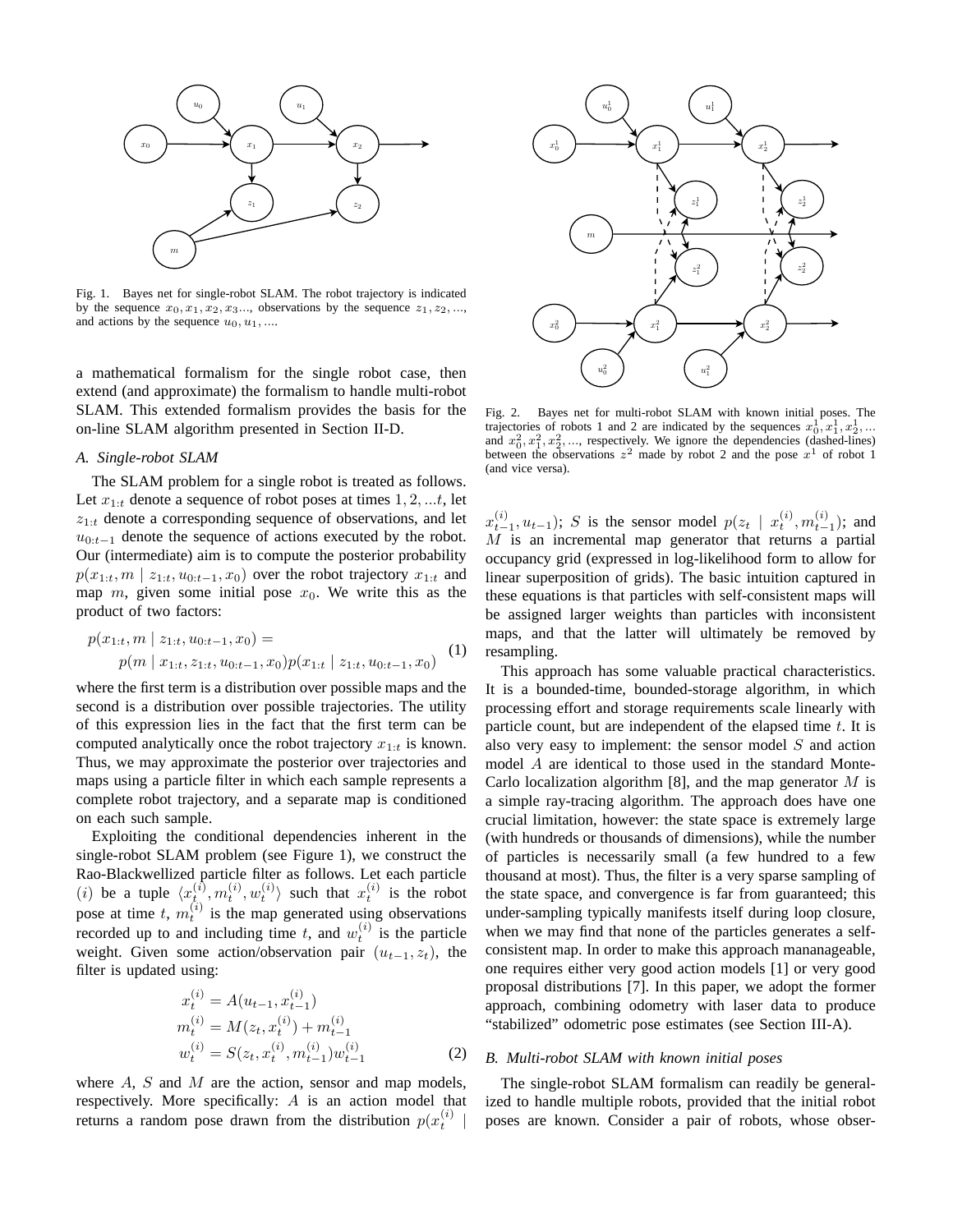Fig. 1. Bayes net for single-robot SLAM. The robot trajectory is indicated by the sequence $x_0, x_1, x_2, x_3 ...$, observations by the sequence $z_1, z_2, ...$, and actions by the sequence $u_0, u_1, ....$

a mathematical formalism for the single robot case, then extend (and approximate) the formalism to handle multi-robot SLAM. This extended formalism provides the basis for the on-line SLAM algorithm presented in Section II-D.

### A. Single-robot SLAM

The SLAM problem for a single robot is treated as follows. Let $x_{1:t}$ denote a sequence of robot poses at times $1, 2, ...t$, let $z_{1:t}$ denote a corresponding sequence of observations, and let $u_{0:t-1}$ denote the sequence of actions executed by the robot. Our (intermediate) aim is to compute the posterior probability $p(x_{1:t}, m \mid z_{1:t}, u_{0:t-1}, x_0)$ over the robot trajectory $x_{1:t}$ and map $m$, given some initial pose $x_0$. We write this as the product of two factors:

$$
\begin{aligned}
&p(x_{1:t}, m \mid z_{1:t}, u_{0:t-1}, x_0) = \\
&\qquad p(m \mid x_{1:t}, z_{1:t}, u_{0:t-1}, x_0) p(x_{1:t} \mid z_{1:t}, u_{0:t-1}, x_0)
\end{aligned}
\tag{1}
$$

where the first term is a distribution over possible maps and the second is a distribution over possible trajectories. The utility of this expression lies in the fact that the first term can be computed analytically once the robot trajectory $x_{1:t}$ is known. Thus, we may approximate the posterior over trajectories and maps using a particle filter in which each sample represents a complete robot trajectory, and a separate map is conditioned on each such sample.

Exploiting the conditional dependencies inherent in the single-robot SLAM problem (see Figure 1), we construct the Rao-Blackwellized particle filter as follows. Let each particle $(i)$ be a tuple $\langle x_t^{(i)}, m_t^{(i)}, w_t^{(i)} \rangle$ such that $x_t^{(i)}$ is the robot pose at time $t$, $m_t^{(i)}$ is the map generated using observations recorded up to and including time $t$, and $w_t^{(i)}$ is the particle weight. Given some action/observation pair $(u_{t-1}, z_t)$, the filter is updated using:

$$
\begin{aligned}
x_t^{(i)} &= A(u_{t-1}, x_{t-1}^{(i)}) \\
m_t^{(i)} &= M(z_t, x_t^{(i)}) + m_{t-1}^{(i)} \\
w_t^{(i)} &= S(z_t, x_t^{(i)}, m_{t-1}^{(i)}) w_{t-1}^{(i)}
\end{aligned}
\tag{2}
$$

where $A$, $S$ and $M$ are the action, sensor and map models, respectively. More specifically: $A$ is an action model that returns a random pose drawn from the distribution $p(x_t^{(i)} \mid x_{t-1}^{(i)}, u_{t-1})$; $S$ is the sensor model $p(z_t \mid x_t^{(i)}, m_{t-1}^{(i)})$; and $M$ is an incremental map generator that returns a partial occupancy grid (expressed in log-likelihood form to allow for linear superposition of grids). The basic intuition captured in these equations is that particles with self-consistent maps will be assigned larger weights than particles with inconsistent maps, and that the latter will ultimately be removed by resampling.

Fig. 2. Bayes net for multi-robot SLAM with known initial poses. The trajectories of robots 1 and 2 are indicated by the sequences $x_0^1, x_1^1, x_2^1, ...$ and $x_0^2, x_1^2, x_2^2, ...$, respectively. We ignore the dependencies (dashed-lines) between the observations $z^2$ made by robot 2 and the pose $x^1$ of robot 1 (and vice versa).

This approach has some valuable practical characteristics. It is a bounded-time, bounded-storage algorithm, in which processing effort and storage requirements scale linearly with particle count, but are independent of the elapsed time $t$. It is also very easy to implement: the sensor model $S$ and action model $A$ are identical to those used in the standard Monte-Carlo localization algorithm [8], and the map generator $M$ is a simple ray-tracing algorithm. The approach does have one crucial limitation, however: the state space is extremely large (with hundreds or thousands of dimensions), while the number of particles is necessarily small (a few hundred to a few thousand at most). Thus, the filter is a very sparse sampling of the state space, and convergence is far from guaranteed; this under-sampling typically manifests itself during loop closure, when we may find that none of the particles generates a self-consistent map. In order to make this approach mananageable, one requires either very good action models [1] or very good proposal distributions [7]. In this paper, we adopt the former approach, combining odometry with laser data to produce "stabilized" odometric pose estimates (see Section III-A).

### B. Multi-robot SLAM with known initial poses

The single-robot SLAM formalism can readily be generalized to handle multiple robots, provided that the initial robot poses are known. Consider a pair of robots, whose obser-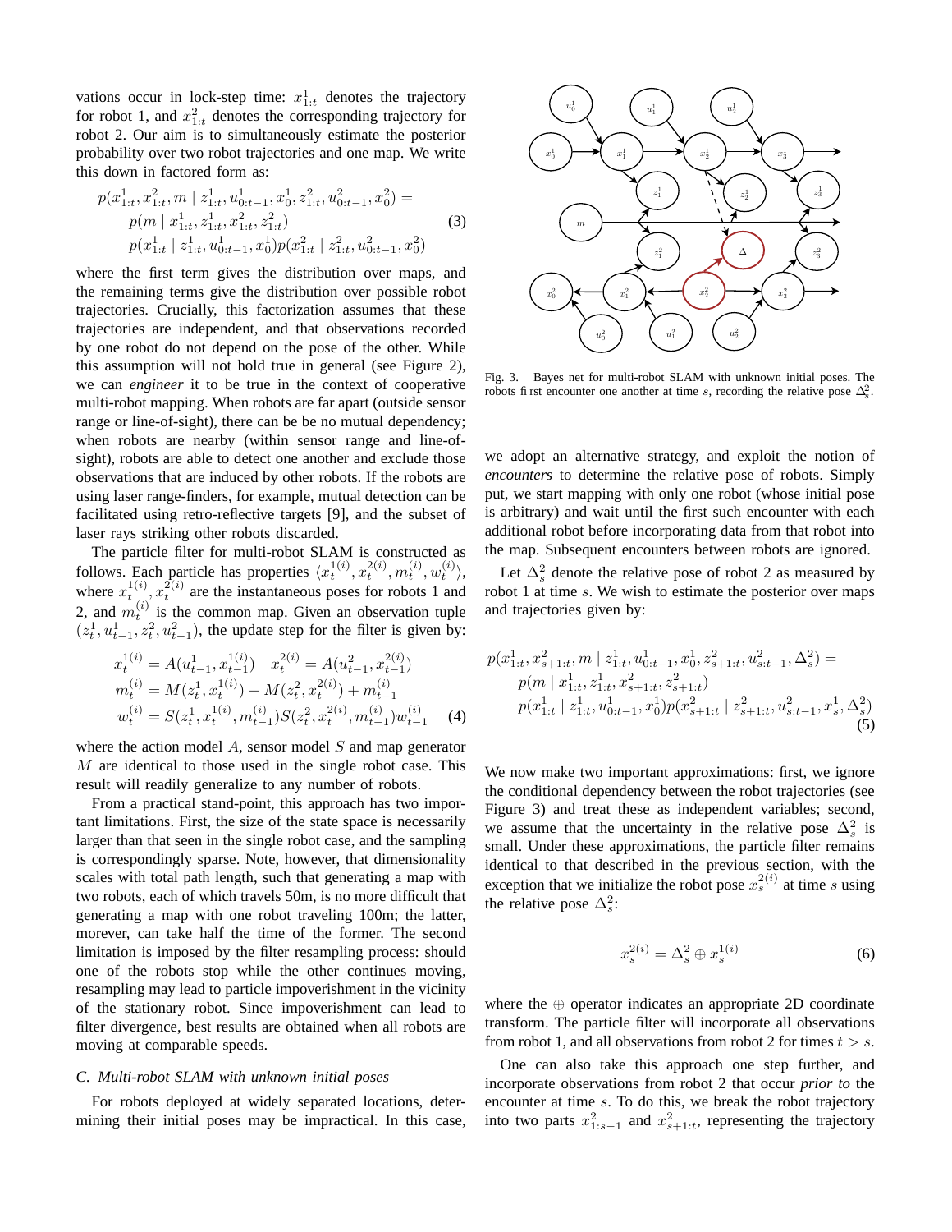vations occur in lock-step time: $x^1_{1:t}$ denotes the trajectory for robot 1, and $x^2_{1:t}$ denotes the corresponding trajectory for robot 2. Our aim is to simultaneously estimate the posterior probability over two robot trajectories and one map. We write this down in factored form as:

$$
\begin{aligned}
p(x^1_{1:t}, x^2_{1:t}, m \mid z^1_{1:t}, u^1_{0:t-1}, x^1_0, z^2_{1:t}, u^2_{0:t-1}, x^2_0) = \\
p(m \mid x^1_{1:t}, z^1_{1:t}, x^2_{1:t}, z^2_{1:t}) \\
p(x^1_{1:t} \mid z^1_{1:t}, u^1_{0:t-1}, x^1_0) p(x^2_{1:t} \mid z^2_{1:t}, u^2_{0:t-1}, x^2_0)
\end{aligned}
\tag{3}
$$

where the first term gives the distribution over maps, and the remaining terms give the distribution over possible robot trajectories. Crucially, this factorization assumes that these trajectories are independent, and that observations recorded by one robot do not depend on the pose of the other. While this assumption will not hold true in general (see Figure 2), we can *engineer* it to be true in the context of cooperative multi-robot mapping. When robots are far apart (outside sensor range or line-of-sight), there can be be no mutual dependency; when robots are nearby (within sensor range and line-of-sight), robots are able to detect one another and exclude those observations that are induced by other robots. If the robots are using laser range-finders, for example, mutual detection can be facilitated using retro-reflective targets [9], and the subset of laser rays striking other robots discarded.

The particle filter for multi-robot SLAM is constructed as follows. Each particle has properties $\langle x^{1(i)}_t, x^{2(i)}_t, m^{(i)}_t, w^{(i)}_t \rangle$, where $x^{1(i)}_t, x^{2(i)}_t$ are the instantaneous poses for robots 1 and 2, and $m^{(i)}_t$ is the common map. Given an observation tuple $(z^1_t, u^1_{t-1}, z^2_t, u^2_{t-1})$, the update step for the filter is given by:

$$
\begin{aligned}
x^{1(i)}_t &= A(u^1_{t-1}, x^{1(i)}_{t-1}) \quad x^{2(i)}_t = A(u^2_{t-1}, x^{2(i)}_{t-1}) \\
m^{(i)}_t &= M(z^1_t, x^{1(i)}_t) + M(z^2_t, x^{2(i)}_t) + m^{(i)}_{t-1} \\
w^{(i)}_t &= S(z^1_t, x^{1(i)}_t, m^{(i)}_{t-1}) S(z^2_t, x^{2(i)}_t, m^{(i)}_{t-1}) w^{(i)}_{t-1}
\end{aligned}
\tag{4}
$$

where the action model $A$, sensor model $S$ and map generator $M$ are identical to those used in the single robot case. This result will readily generalize to any number of robots.

From a practical stand-point, this approach has two important limitations. First, the size of the state space is necessarily larger than that seen in the single robot case, and the sampling is correspondingly sparse. Note, however, that dimensionality scales with total path length, such that generating a map with two robots, each of which travels 50m, is no more difficult that generating a map with one robot traveling 100m; the latter, morever, can take half the time of the former. The second limitation is imposed by the filter resampling process: should one of the robots stop while the other continues moving, resampling may lead to particle impoverishment in the vicinity of the stationary robot. Since impoverishment can lead to filter divergence, best results are obtained when all robots are moving at comparable speeds.

### C. Multi-robot SLAM with unknown initial poses

For robots deployed at widely separated locations, determining their initial poses may be impractical. In this case, we adopt an alternative strategy, and exploit the notion of *encounters* to determine the relative pose of robots. Simply put, we start mapping with only one robot (whose initial pose is arbitrary) and wait until the first such encounter with each additional robot before incorporating data from that robot into the map. Subsequent encounters between robots are ignored.

Fig. 3. Bayes net for multi-robot SLAM with unknown initial poses. The robots first encounter one another at time $s$, recording the relative pose $\Delta^2_s$.

Let $\Delta^2_s$ denote the relative pose of robot 2 as measured by robot 1 at time $s$. We wish to estimate the posterior over maps and trajectories given by:

$$
\begin{aligned}
p(x^1_{1:t}, x^2_{s+1:t}, m \mid z^1_{1:t}, u^1_{0:t-1}, x^1_0, z^2_{s+1:t}, u^2_{s:t-1}, \Delta^2_s) = \\
p(m \mid x^1_{1:t}, z^1_{1:t}, x^2_{s+1:t}, z^2_{s+1:t}) \\
p(x^1_{1:t} \mid z^1_{1:t}, u^1_{0:t-1}, x^1_0) p(x^2_{s+1:t} \mid z^2_{s+1:t}, u^2_{s:t-1}, x^1_s, \Delta^2_s)
\end{aligned}
\tag{5}
$$

We now make two important approximations: first, we ignore the conditional dependency between the robot trajectories (see Figure 3) and treat these as independent variables; second, we assume that the uncertainty in the relative pose $\Delta^2_s$ is small. Under these approximations, the particle filter remains identical to that described in the previous section, with the exception that we initialize the robot pose $x^{2(i)}_s$ at time $s$ using the relative pose $\Delta^2_s$:

$$
x^{2(i)}_s = \Delta^2_s \oplus x^{1(i)}_s \tag{6}
$$

where the $\oplus$ operator indicates an appropriate 2D coordinate transform. The particle filter will incorporate all observations from robot 1, and all observations from robot 2 for times $t > s$.

One can also take this approach one step further, and incorporate observations from robot 2 that occur *prior to* the encounter at time $s$. To do this, we break the robot trajectory into two parts $x^2_{1:s-1}$ and $x^2_{s+1:t}$, representing the trajectory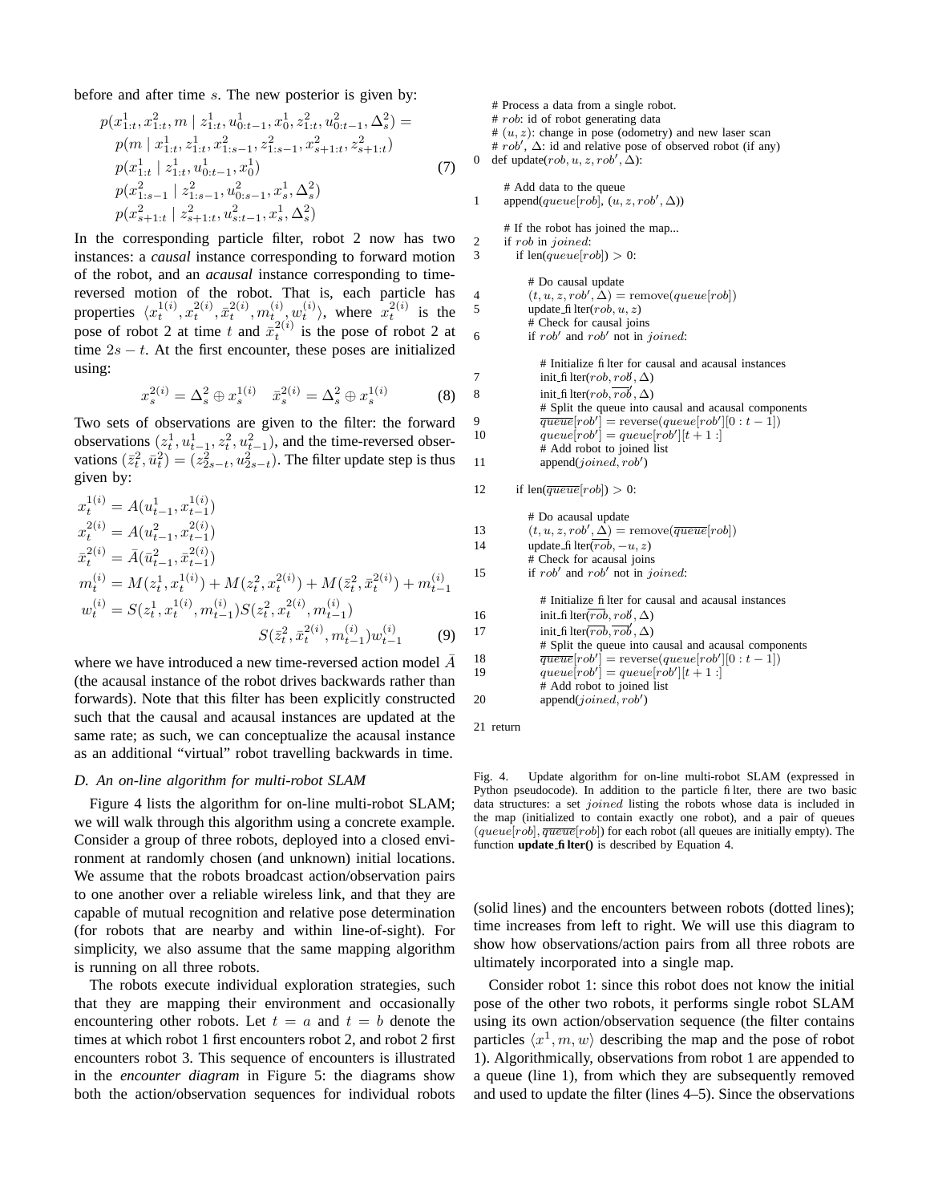before and after time $s$. The new posterior is given by:

$$
\begin{aligned}
p(x^1_{1:t}, x^2_{1:t}, m \mid z^1_{1:t}, u^1_{0:t-1}, x^1_0, z^2_{1:t}, u^2_{0:t-1}, \Delta^2_s) = \\
p(m \mid x^1_{1:t}, z^1_{1:t}, x^2_{1:s-1}, z^2_{1:s-1}, x^2_{s+1:t}, z^2_{s+1:t}) \\
p(x^1_{1:t} \mid z^1_{1:t}, u^1_{0:t-1}, x^1_0) \\
p(x^2_{1:s-1} \mid z^2_{1:s-1}, u^2_{0:s-1}, x^1_s, \Delta^2_s) \\
p(x^2_{s+1:t} \mid z^2_{s+1:t}, u^2_{s:t-1}, x^1_s, \Delta^2_s)
\end{aligned}
\tag{7}
$$

In the corresponding particle filter, robot 2 now has two instances: a *causal* instance corresponding to forward motion of the robot, and an *acausal* instance corresponding to time-reversed motion of the robot. That is, each particle has properties $\langle x^{1(i)}_t, x^{2(i)}_t, \bar{x}^{2(i)}_t, m^{(i)}_t, w^{(i)}_t \rangle$, where $x^{2(i)}_t$ is the pose of robot 2 at time $t$ and $\bar{x}^{2(i)}_t$ is the pose of robot 2 at time $2s - t$. At the first encounter, these poses are initialized using:

$$
x^{2(i)}_s = \Delta^2_s \oplus x^{1(i)}_s \quad \bar{x}^{2(i)}_s = \Delta^2_s \oplus x^{1(i)}_s \tag{8}
$$

Two sets of observations are given to the filter: the forward observations $(z^1_t, u^1_{t-1}, z^2_t, u^2_{t-1})$, and the time-reversed observations $(\bar{z}^2_t, \bar{u}^2_t) = (z^2_{2s-t}, u^2_{2s-t})$. The filter update step is thus given by:

$$
\begin{aligned}
x^{1(i)}_t &= A(u^1_{t-1}, x^{1(i)}_{t-1}) \\
x^{2(i)}_t &= A(u^2_{t-1}, x^{2(i)}_{t-1}) \\
\bar{x}^{2(i)}_t &= \bar{A}(\bar{u}^2_{t-1}, \bar{x}^{2(i)}_{t-1}) \\
m^{(i)}_t &= M(z^1_t, x^{1(i)}_t) + M(z^2_t, x^{2(i)}_t) + M(\bar{z}^2_t, \bar{x}^{2(i)}_t) + m^{(i)}_{t-1} \\
w^{(i)}_t &= S(z^1_t, x^{1(i)}_t, m^{(i)}_{t-1}) S(z^2_t, x^{2(i)}_t, m^{(i)}_{t-1}) \\
&\qquad S(\bar{z}^2_t, \bar{x}^{2(i)}_t, m^{(i)}_{t-1}) w^{(i)}_{t-1}
\end{aligned}
\tag{9}
$$

where we have introduced a new time-reversed action model $\bar{A}$ (the acausal instance of the robot drives backwards rather than forwards). Note that this filter has been explicitly constructed such that the causal and acausal instances are updated at the same rate; as such, we can conceptualize the acausal instance as an additional "virtual" robot travelling backwards in time.

### D. An on-line algorithm for multi-robot SLAM

Figure 4 lists the algorithm for on-line multi-robot SLAM; we will walk through this algorithm using a concrete example. Consider a group of three robots, deployed into a closed environment at randomly chosen (and unknown) initial locations. We assume that the robots broadcast action/observation pairs to one another over a reliable wireless link, and that they are capable of mutual recognition and relative pose determination (for robots that are nearby and within line-of-sight). For simplicity, we also assume that the same mapping algorithm is running on all three robots.

The robots execute individual exploration strategies, such that they are mapping their environment and occasionally encountering other robots. Let $t = a$ and $t = b$ denote the times at which robot 1 first encounters robot 2, and robot 2 first encounters robot 3. This sequence of encounters is illustrated in the *encounter diagram* in Figure 5: the diagrams show both the action/observation sequences for individual robots (solid lines) and the encounters between robots (dotted lines); time increases from left to right. We will use this diagram to show how observations/action pairs from all three robots are ultimately incorporated into a single map.

Consider robot 1: since this robot does not know the initial pose of the other two robots, it performs single robot SLAM using its own action/observation sequence (the filter contains particles $\langle x^1, m, w \rangle$ describing the map and the pose of robot 1). Algorithmically, observations from robot 1 are appended to a queue (line 1), from which they are subsequently removed and used to update the filter (lines 4–5). Since the observations

```
       # Process a data from a single robot.
       # rob: id of robot generating data
       # (u, z): change in pose (odometry) and new laser scan
       # rob', Δ: id and relative pose of observed robot (if any)
0      def update(rob, u, z, rob', Δ):

           # Add data to the queue
1          append(queue[rob], (u, z, rob', Δ))

           # If the robot has joined the map...
2          if rob in joined:
3             if len(queue[rob]) > 0:

                 # Do causal update
4                (t, u, z, rob', Δ) = remove(queue[rob])
5                update_filter(rob, u, z)
                 # Check for causal joins
6                if rob' and rob' not in joined:

                    # Initialize filter for causal and acausal instances
7                   init_filter(rob, rob', Δ)
8                   init_filter(rob, rob̄', Δ)
                    # Split the queue into causal and acausal components
9                   queue̅[rob'] = reverse(queue[rob'][0 : t − 1])
10                  queue[rob'] = queue[rob'][t + 1 :]
                    # Add robot to joined list
11                  append(joined, rob')

12            if len(queue̅[rob]) > 0:

                 # Do acausal update
13               (t, u, z, rob', Δ) = remove(queue̅[rob])
14               update_filter(rob̄, −u, z)
                 # Check for acausal joins
15               if rob' and rob' not in joined:

                    # Initialize filter for causal and acausal instances
16                  init_filter(rob̄, rob', Δ)
17                  init_filter(rob̄, rob̄', Δ)
                    # Split the queue into causal and acausal components
18                  queue̅[rob'] = reverse(queue[rob'][0 : t − 1])
19                  queue[rob'] = queue[rob'][t + 1 :]
                    # Add robot to joined list
20                  append(joined, rob')

21     return
```

Fig. 4. Update algorithm for on-line multi-robot SLAM (expressed in Python pseudocode). In addition to the particle filter, there are two basic data structures: a set *joined* listing the robots whose data is included in the map (initialized to contain exactly one robot), and a pair of queues $(queue[rob], \overline{queue}[rob])$ for each robot (all queues are initially empty). The function **update_filter()** is described by Equation 4.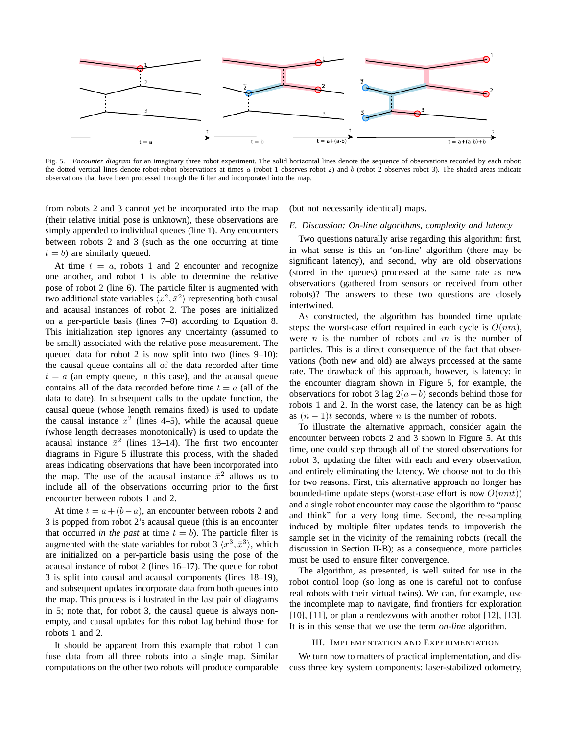Fig. 5. *Encounter diagram* for an imaginary three robot experiment. The solid horizontal lines denote the sequence of observations recorded by each robot; the dotted vertical lines denote robot-robot observations at times $a$ (robot 1 observes robot 2) and $b$ (robot 2 observes robot 3). The shaded areas indicate observations that have been processed through the filter and incorporated into the map.

from robots 2 and 3 cannot yet be incorporated into the map (their relative initial pose is unknown), these observations are simply appended to individual queues (line 1). Any encounters between robots 2 and 3 (such as the one occurring at time $t = b$) are similarly queued.

At time $t = a$, robots 1 and 2 encounter and recognize one another, and robot 1 is able to determine the relative pose of robot 2 (line 6). The particle filter is augmented with two additional state variables $\langle x^2, \bar{x}^2 \rangle$ representing both causal and acausal instances of robot 2. The poses are initialized on a per-particle basis (lines 7–8) according to Equation 8. This initialization step ignores any uncertainty (assumed to be small) associated with the relative pose measurement. The queued data for robot 2 is now split into two (lines 9–10): the causal queue contains all of the data recorded after time $t = a$ (an empty queue, in this case), and the acausal queue contains all of the data recorded before time $t = a$ (all of the data to date). In subsequent calls to the update function, the causal queue (whose length remains fixed) is used to update the causal instance $x^2$ (lines 4–5), while the acausal queue (whose length decreases monotonically) is used to update the acausal instance $\bar{x}^2$ (lines 13–14). The first two encounter diagrams in Figure 5 illustrate this process, with the shaded areas indicating observations that have been incorporated into the map. The use of the acausal instance $\bar{x}^2$ allows us to include all of the observations occurring prior to the first encounter between robots 1 and 2.

At time $t = a + (b - a)$, an encounter between robots 2 and 3 is popped from robot 2's acausal queue (this is an encounter that occurred *in the past* at time $t = b$). The particle filter is augmented with the state variables for robot 3 $\langle x^3, \bar{x}^3 \rangle$, which are initialized on a per-particle basis using the pose of the acausal instance of robot 2 (lines 16–17). The queue for robot 3 is split into causal and acausal components (lines 18–19), and subsequent updates incorporate data from both queues into the map. This process is illustrated in the last pair of diagrams in 5; note that, for robot 3, the causal queue is always non-empty, and causal updates for this robot lag behind those for robots 1 and 2.

It should be apparent from this example that robot 1 can fuse data from all three robots into a single map. Similar computations on the other two robots will produce comparable (but not necessarily identical) maps.

### E. Discussion: On-line algorithms, complexity and latency

Two questions naturally arise regarding this algorithm: first, in what sense is this an 'on-line' algorithm (there may be significant latency), and second, why are old observations (stored in the queues) processed at the same rate as new observations (gathered from sensors or received from other robots)? The answers to these two questions are closely intertwined.

As constructed, the algorithm has bounded time update steps: the worst-case effort required in each cycle is $O(nm)$, were $n$ is the number of robots and $m$ is the number of particles. This is a direct consequence of the fact that observations (both new and old) are always processed at the same rate. The drawback of this approach, however, is latency: in the encounter diagram shown in Figure 5, for example, the observations for robot 3 lag $2(a - b)$ seconds behind those for robots 1 and 2. In the worst case, the latency can be as high as $(n - 1)t$ seconds, where $n$ is the number of robots.

To illustrate the alternative approach, consider again the encounter between robots 2 and 3 shown in Figure 5. At this time, one could step through all of the stored observations for robot 3, updating the filter with each and every observation, and entirely eliminating the latency. We choose not to do this for two reasons. First, this alternative approach no longer has bounded-time update steps (worst-case effort is now $O(nmt)$) and a single robot encounter may cause the algorithm to "pause and think" for a very long time. Second, the re-sampling induced by multiple filter updates tends to impoverish the sample set in the vicinity of the remaining robots (recall the discussion in Section II-B); as a consequence, more particles must be used to ensure filter convergence.

The algorithm, as presented, is well suited for use in the robot control loop (so long as one is careful not to confuse real robots with their virtual twins). We can, for example, use the incomplete map to navigate, find frontiers for exploration [10], [11], or plan a rendezvous with another robot [12], [13]. It is in this sense that we use the term *on-line* algorithm.

## III. Implementation and Experimentation

We turn now to matters of practical implementation, and discuss three key system components: laser-stabilized odometry,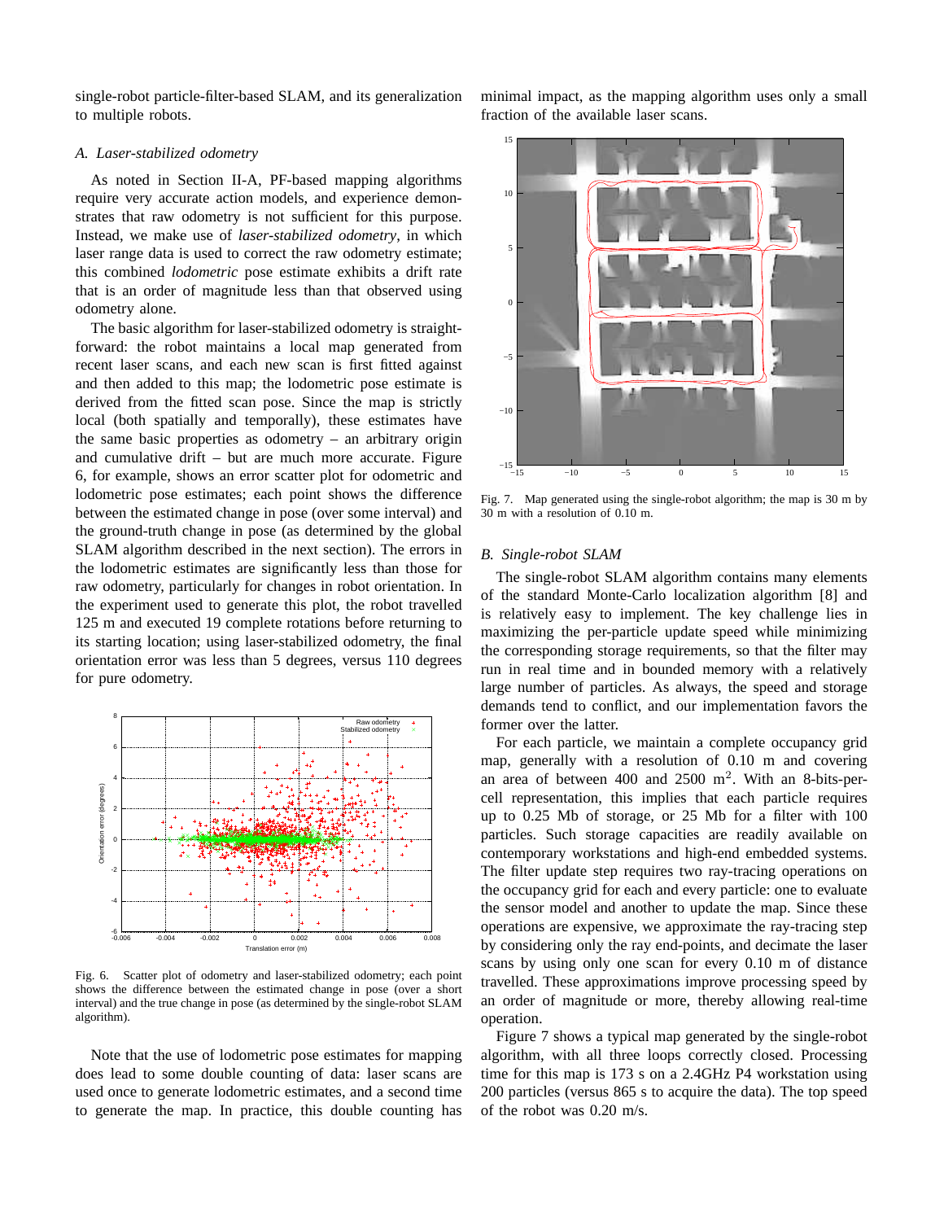single-robot particle-filter-based SLAM, and its generalization to multiple robots.

### A. Laser-stabilized odometry

As noted in Section II-A, PF-based mapping algorithms require very accurate action models, and experience demonstrates that raw odometry is not sufficient for this purpose. Instead, we make use of *laser-stabilized odometry*, in which laser range data is used to correct the raw odometry estimate; this combined *lodometric* pose estimate exhibits a drift rate that is an order of magnitude less than that observed using odometry alone.

The basic algorithm for laser-stabilized odometry is straightforward: the robot maintains a local map generated from recent laser scans, and each new scan is first fitted against and then added to this map; the lodometric pose estimate is derived from the fitted scan pose. Since the map is strictly local (both spatially and temporally), these estimates have the same basic properties as odometry – an arbitrary origin and cumulative drift – but are much more accurate. Figure 6, for example, shows an error scatter plot for odometric and lodometric pose estimates; each point shows the difference between the estimated change in pose (over some interval) and the ground-truth change in pose (as determined by the global SLAM algorithm described in the next section). The errors in the lodometric estimates are significantly less than those for raw odometry, particularly for changes in robot orientation. In the experiment used to generate this plot, the robot travelled 125 m and executed 19 complete rotations before returning to its starting location; using laser-stabilized odometry, the final orientation error was less than 5 degrees, versus 110 degrees for pure odometry.

Fig. 6. Scatter plot of odometry and laser-stabilized odometry; each point shows the difference between the estimated change in pose (over a short interval) and the true change in pose (as determined by the single-robot SLAM algorithm).

Note that the use of lodometric pose estimates for mapping does lead to some double counting of data: laser scans are used once to generate lodometric estimates, and a second time to generate the map. In practice, this double counting has minimal impact, as the mapping algorithm uses only a small fraction of the available laser scans.

Fig. 7. Map generated using the single-robot algorithm; the map is 30 m by 30 m with a resolution of 0.10 m.

### B. Single-robot SLAM

The single-robot SLAM algorithm contains many elements of the standard Monte-Carlo localization algorithm [8] and is relatively easy to implement. The key challenge lies in maximizing the per-particle update speed while minimizing the corresponding storage requirements, so that the filter may run in real time and in bounded memory with a relatively large number of particles. As always, the speed and storage demands tend to conflict, and our implementation favors the former over the latter.

For each particle, we maintain a complete occupancy grid map, generally with a resolution of 0.10 m and covering an area of between 400 and 2500 $m^2$. With an 8-bits-per-cell representation, this implies that each particle requires up to 0.25 Mb of storage, or 25 Mb for a filter with 100 particles. Such storage capacities are readily available on contemporary workstations and high-end embedded systems. The filter update step requires two ray-tracing operations on the occupancy grid for each and every particle: one to evaluate the sensor model and another to update the map. Since these operations are expensive, we approximate the ray-tracing step by considering only the ray end-points, and decimate the laser scans by using only one scan for every 0.10 m of distance travelled. These approximations improve processing speed by an order of magnitude or more, thereby allowing real-time operation.

Figure 7 shows a typical map generated by the single-robot algorithm, with all three loops correctly closed. Processing time for this map is 173 s on a 2.4GHz P4 workstation using 200 particles (versus 865 s to acquire the data). The top speed of the robot was 0.20 m/s.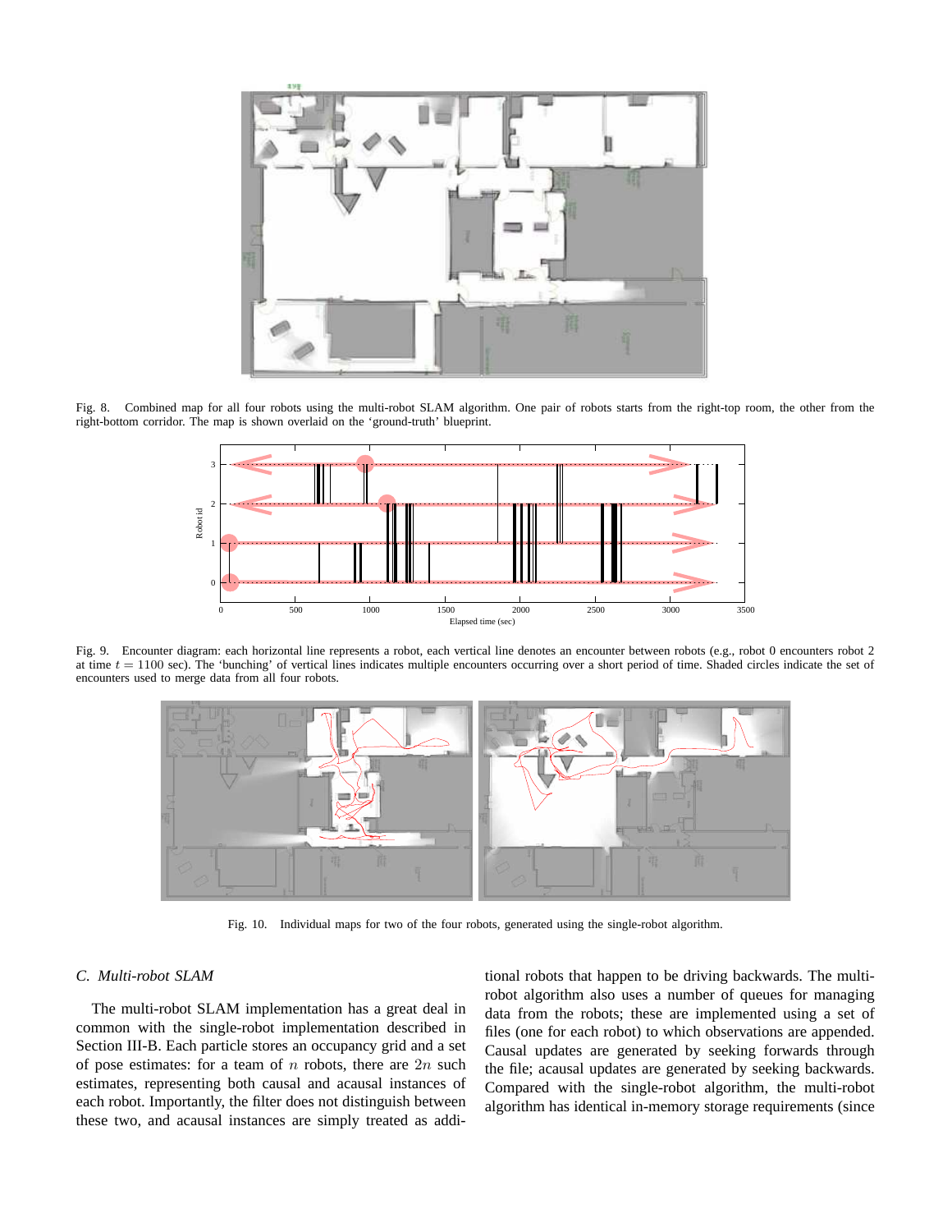Fig. 8. Combined map for all four robots using the multi-robot SLAM algorithm. One pair of robots starts from the right-top room, the other from the right-bottom corridor. The map is shown overlaid on the 'ground-truth' blueprint.

Fig. 9. Encounter diagram: each horizontal line represents a robot, each vertical line denotes an encounter between robots (e.g., robot 0 encounters robot 2 at time $t = 1100$ sec). The 'bunching' of vertical lines indicates multiple encounters occurring over a short period of time. Shaded circles indicate the set of encounters used to merge data from all four robots.

Fig. 10. Individual maps for two of the four robots, generated using the single-robot algorithm.

### *C. Multi-robot SLAM*

The multi-robot SLAM implementation has a great deal in common with the single-robot implementation described in Section III-B. Each particle stores an occupancy grid and a set of pose estimates: for a team of $n$ robots, there are $2n$ such estimates, representing both causal and acausal instances of each robot. Importantly, the filter does not distinguish between these two, and acausal instances are simply treated as additional robots that happen to be driving backwards. The multi-robot algorithm also uses a number of queues for managing data from the robots; these are implemented using a set of files (one for each robot) to which observations are appended. Causal updates are generated by seeking forwards through the file; acausal updates are generated by seeking backwards. Compared with the single-robot algorithm, the multi-robot algorithm has identical in-memory storage requirements (since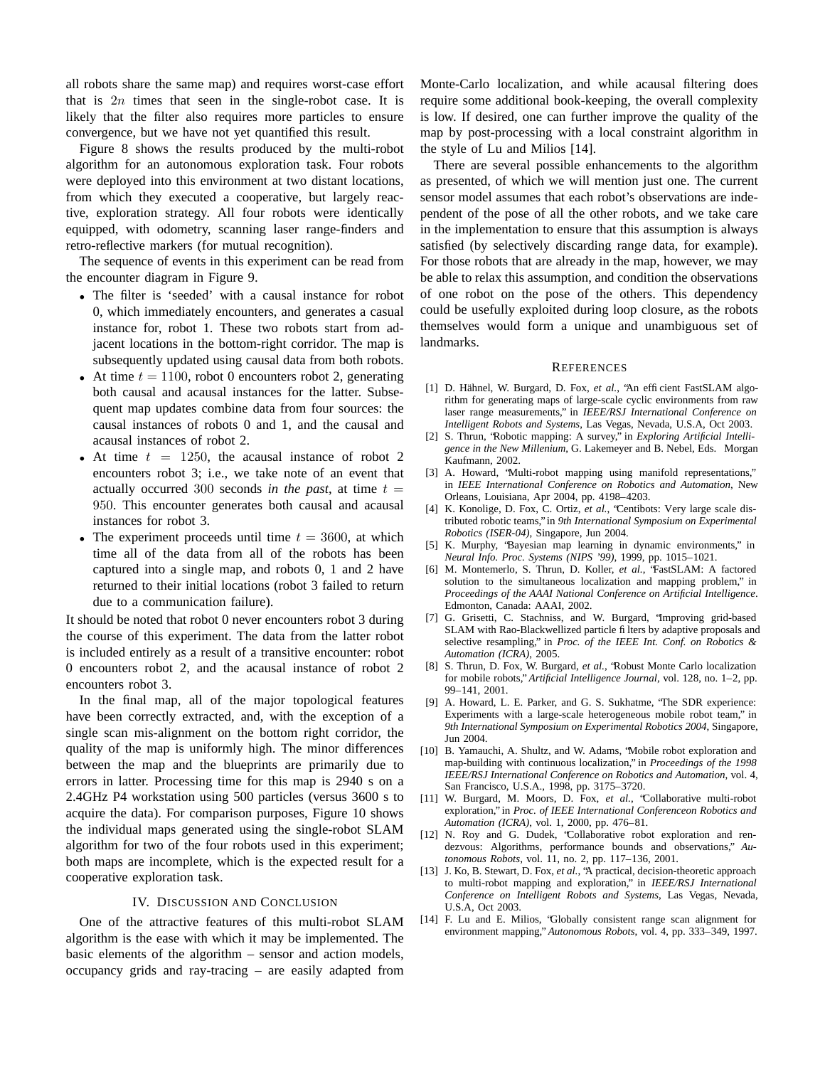all robots share the same map) and requires worst-case effort that is $2n$ times that seen in the single-robot case. It is likely that the filter also requires more particles to ensure convergence, but we have not yet quantified this result.

Figure 8 shows the results produced by the multi-robot algorithm for an autonomous exploration task. Four robots were deployed into this environment at two distant locations, from which they executed a cooperative, but largely reactive, exploration strategy. All four robots were identically equipped, with odometry, scanning laser range-finders and retro-reflective markers (for mutual recognition).

The sequence of events in this experiment can be read from the encounter diagram in Figure 9.

- The filter is 'seeded' with a causal instance for robot 0, which immediately encounters, and generates a casual instance for, robot 1. These two robots start from adjacent locations in the bottom-right corridor. The map is subsequently updated using causal data from both robots.
- At time $t = 1100$, robot 0 encounters robot 2, generating both causal and acausal instances for the latter. Subsequent map updates combine data from four sources: the causal instances of robots 0 and 1, and the causal and acausal instances of robot 2.
- At time $t = 1250$, the acausal instance of robot 2 encounters robot 3; i.e., we take note of an event that actually occurred 300 seconds *in the past*, at time $t = 950$. This encounter generates both causal and acausal instances for robot 3.
- The experiment proceeds until time $t = 3600$, at which time all of the data from all of the robots has been captured into a single map, and robots 0, 1 and 2 have returned to their initial locations (robot 3 failed to return due to a communication failure).

It should be noted that robot 0 never encounters robot 3 during the course of this experiment. The data from the latter robot is included entirely as a result of a transitive encounter: robot 0 encounters robot 2, and the acausal instance of robot 2 encounters robot 3.

In the final map, all of the major topological features have been correctly extracted, and, with the exception of a single scan mis-alignment on the bottom right corridor, the quality of the map is uniformly high. The minor differences between the map and the blueprints are primarily due to errors in latter. Processing time for this map is 2940 s on a 2.4GHz P4 workstation using 500 particles (versus 3600 s to acquire the data). For comparison purposes, Figure 10 shows the individual maps generated using the single-robot SLAM algorithm for two of the four robots used in this experiment; both maps are incomplete, which is the expected result for a cooperative exploration task.

## IV. Discussion and Conclusion

One of the attractive features of this multi-robot SLAM algorithm is the ease with which it may be implemented. The basic elements of the algorithm – sensor and action models, occupancy grids and ray-tracing – are easily adapted from Monte-Carlo localization, and while acausal filtering does require some additional book-keeping, the overall complexity is low. If desired, one can further improve the quality of the map by post-processing with a local constraint algorithm in the style of Lu and Milios [14].

There are several possible enhancements to the algorithm as presented, of which we will mention just one. The current sensor model assumes that each robot's observations are independent of the pose of all the other robots, and we take care in the implementation to ensure that this assumption is always satisfied (by selectively discarding range data, for example). For those robots that are already in the map, however, we may be able to relax this assumption, and condition the observations of one robot on the pose of the others. This dependency could be usefully exploited during loop closure, as the robots themselves would form a unique and unambiguous set of landmarks.

## References

[1] D. Hähnel, W. Burgard, D. Fox, *et al.*, "An efficient FastSLAM algorithm for generating maps of large-scale cyclic environments from raw laser range measurements," in *IEEE/RSJ International Conference on Intelligent Robots and Systems*, Las Vegas, Nevada, U.S.A, Oct 2003.

[2] S. Thrun, "Robotic mapping: A survey," in *Exploring Artificial Intelligence in the New Millenium*, G. Lakemeyer and B. Nebel, Eds. Morgan Kaufmann, 2002.

[3] A. Howard, "Multi-robot mapping using manifold representations," in *IEEE International Conference on Robotics and Automation*, New Orleans, Louisiana, Apr 2004, pp. 4198–4203.

[4] K. Konolige, D. Fox, C. Ortiz, *et al.*, "Centibots: Very large scale distributed robotic teams," in *9th International Symposium on Experimental Robotics (ISER-04)*, Singapore, Jun 2004.

[5] K. Murphy, "Bayesian map learning in dynamic environments," in *Neural Info. Proc. Systems (NIPS '99)*, 1999, pp. 1015–1021.

[6] M. Montemerlo, S. Thrun, D. Koller, *et al.*, "FastSLAM: A factored solution to the simultaneous localization and mapping problem," in *Proceedings of the AAAI National Conference on Artificial Intelligence*. Edmonton, Canada: AAAI, 2002.

[7] G. Grisetti, C. Stachniss, and W. Burgard, "Improving grid-based SLAM with Rao-Blackwellized particle filters by adaptive proposals and selective resampling," in *Proc. of the IEEE Int. Conf. on Robotics & Automation (ICRA)*, 2005.

[8] S. Thrun, D. Fox, W. Burgard, *et al.*, "Robust Monte Carlo localization for mobile robots," *Artificial Intelligence Journal*, vol. 128, no. 1–2, pp. 99–141, 2001.

[9] A. Howard, L. E. Parker, and G. S. Sukhatme, "The SDR experience: Experiments with a large-scale heterogeneous mobile robot team," in *9th International Symposium on Experimental Robotics 2004*, Singapore, Jun 2004.

[10] B. Yamauchi, A. Shultz, and W. Adams, "Mobile robot exploration and map-building with continuous localization," in *Proceedings of the 1998 IEEE/RSJ International Conference on Robotics and Automation*, vol. 4, San Francisco, U.S.A., 1998, pp. 3175–3720.

[11] W. Burgard, M. Moors, D. Fox, *et al.*, "Collaborative multi-robot exploration," in *Proc. of IEEE International Conferenceon Robotics and Automation (ICRA)*, vol. 1, 2000, pp. 476–81.

[12] N. Roy and G. Dudek, "Collaborative robot exploration and rendezvous: Algorithms, performance bounds and observations," *Autonomous Robots*, vol. 11, no. 2, pp. 117–136, 2001.

[13] J. Ko, B. Stewart, D. Fox, *et al.*, "A practical, decision-theoretic approach to multi-robot mapping and exploration," in *IEEE/RSJ International Conference on Intelligent Robots and Systems*, Las Vegas, Nevada, U.S.A, Oct 2003.

[14] F. Lu and E. Milios, "Globally consistent range scan alignment for environment mapping," *Autonomous Robots*, vol. 4, pp. 333–349, 1997.